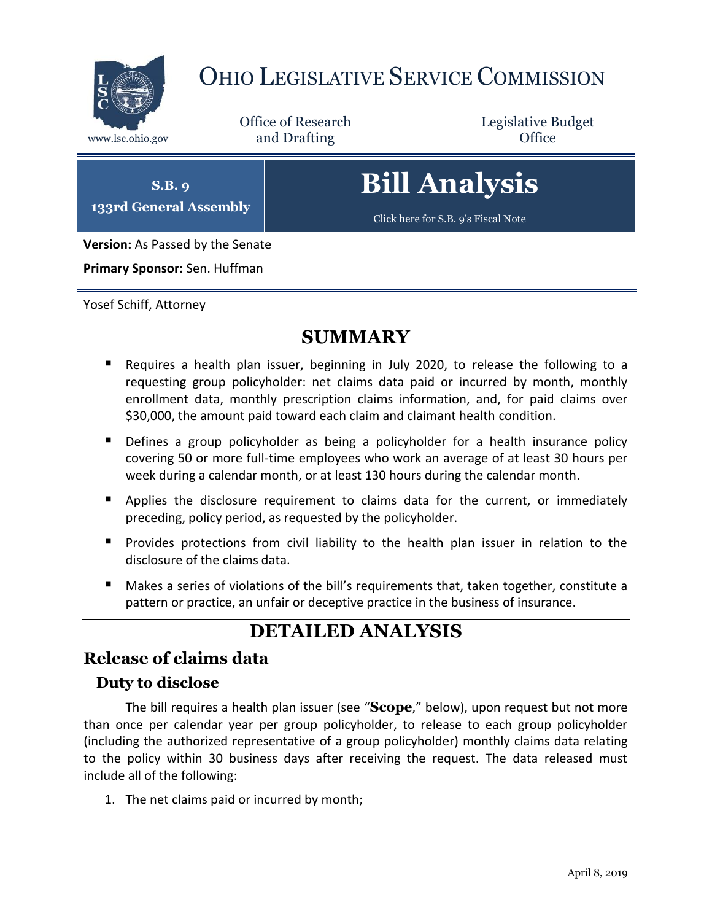# OHIO LEGISLATIVE SERVICE COMMISSION

www.lsc.ohio.gov

Office of Research and Drafting

Legislative Budget Office

**S.B. 9**
**133rd General Assembly**

# Bill Analysis

Click here for S.B. 9's Fiscal Note

**Version:** As Passed by the Senate

**Primary Sponsor:** Sen. Huffman

Yosef Schiff, Attorney

## SUMMARY

- Requires a health plan issuer, beginning in July 2020, to release the following to a requesting group policyholder: net claims data paid or incurred by month, monthly enrollment data, monthly prescription claims information, and, for paid claims over $30,000, the amount paid toward each claim and claimant health condition.
- Defines a group policyholder as being a policyholder for a health insurance policy covering 50 or more full-time employees who work an average of at least 30 hours per week during a calendar month, or at least 130 hours during the calendar month.
- Applies the disclosure requirement to claims data for the current, or immediately preceding, policy period, as requested by the policyholder.
- Provides protections from civil liability to the health plan issuer in relation to the disclosure of the claims data.
- Makes a series of violations of the bill's requirements that, taken together, constitute a pattern or practice, an unfair or deceptive practice in the business of insurance.

## DETAILED ANALYSIS

## Release of claims data

### Duty to disclose

The bill requires a health plan issuer (see "**Scope**," below), upon request but not more than once per calendar year per group policyholder, to release to each group policyholder (including the authorized representative of a group policyholder) monthly claims data relating to the policy within 30 business days after receiving the request. The data released must include all of the following:

1. The net claims paid or incurred by month;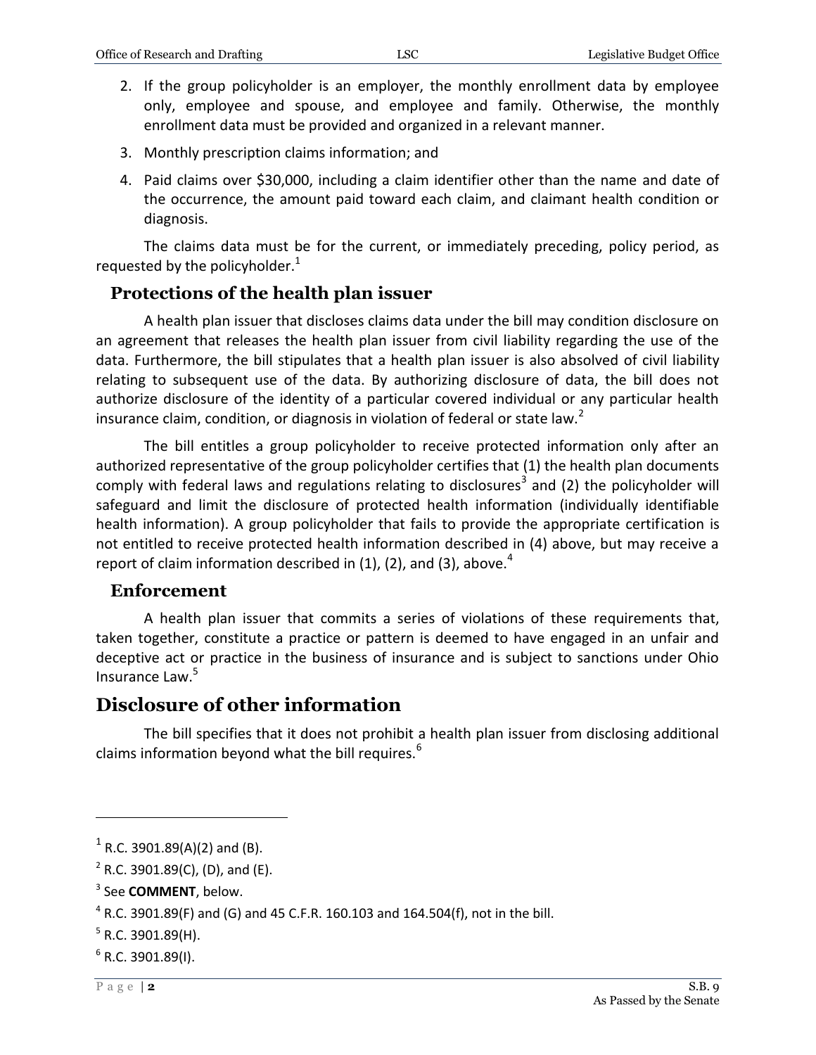2. If the group policyholder is an employer, the monthly enrollment data by employee only, employee and spouse, and employee and family. Otherwise, the monthly enrollment data must be provided and organized in a relevant manner.
3. Monthly prescription claims information; and
4. Paid claims over $30,000, including a claim identifier other than the name and date of the occurrence, the amount paid toward each claim, and claimant health condition or diagnosis.

The claims data must be for the current, or immediately preceding, policy period, as requested by the policyholder.[1]

### Protections of the health plan issuer

A health plan issuer that discloses claims data under the bill may condition disclosure on an agreement that releases the health plan issuer from civil liability regarding the use of the data. Furthermore, the bill stipulates that a health plan issuer is also absolved of civil liability relating to subsequent use of the data. By authorizing disclosure of data, the bill does not authorize disclosure of the identity of a particular covered individual or any particular health insurance claim, condition, or diagnosis in violation of federal or state law.[2]

The bill entitles a group policyholder to receive protected information only after an authorized representative of the group policyholder certifies that (1) the health plan documents comply with federal laws and regulations relating to disclosures[3] and (2) the policyholder will safeguard and limit the disclosure of protected health information (individually identifiable health information). A group policyholder that fails to provide the appropriate certification is not entitled to receive protected health information described in (4) above, but may receive a report of claim information described in (1), (2), and (3), above.[4]

### Enforcement

A health plan issuer that commits a series of violations of these requirements that, taken together, constitute a practice or pattern is deemed to have engaged in an unfair and deceptive act or practice in the business of insurance and is subject to sanctions under Ohio Insurance Law.[5]

## Disclosure of other information

The bill specifies that it does not prohibit a health plan issuer from disclosing additional claims information beyond what the bill requires.[6]

---

[1] R.C. 3901.89(A)(2) and (B).

[2] R.C. 3901.89(C), (D), and (E).

[3] See **COMMENT**, below.

[4] R.C. 3901.89(F) and (G) and 45 C.F.R. 160.103 and 164.504(f), not in the bill.

[5] R.C. 3901.89(H).

[6] R.C. 3901.89(I).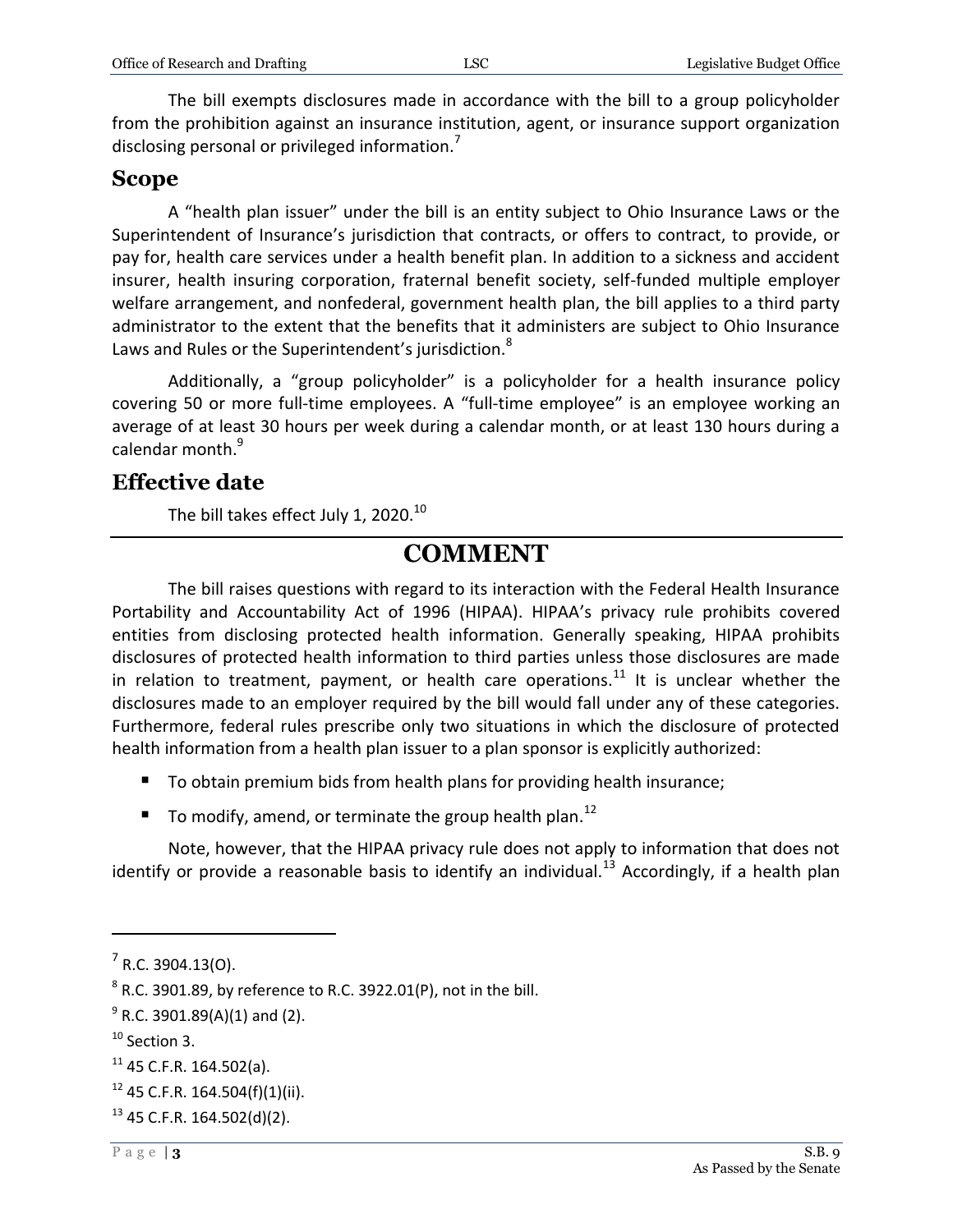The bill exempts disclosures made in accordance with the bill to a group policyholder from the prohibition against an insurance institution, agent, or insurance support organization disclosing personal or privileged information.[7]

## Scope

A "health plan issuer" under the bill is an entity subject to Ohio Insurance Laws or the Superintendent of Insurance's jurisdiction that contracts, or offers to contract, to provide, or pay for, health care services under a health benefit plan. In addition to a sickness and accident insurer, health insuring corporation, fraternal benefit society, self-funded multiple employer welfare arrangement, and nonfederal, government health plan, the bill applies to a third party administrator to the extent that the benefits that it administers are subject to Ohio Insurance Laws and Rules or the Superintendent's jurisdiction.[8]

Additionally, a "group policyholder" is a policyholder for a health insurance policy covering 50 or more full-time employees. A "full-time employee" is an employee working an average of at least 30 hours per week during a calendar month, or at least 130 hours during a calendar month.[9]

## Effective date

The bill takes effect July 1, 2020.[10]

# COMMENT

The bill raises questions with regard to its interaction with the Federal Health Insurance Portability and Accountability Act of 1996 (HIPAA). HIPAA's privacy rule prohibits covered entities from disclosing protected health information. Generally speaking, HIPAA prohibits disclosures of protected health information to third parties unless those disclosures are made in relation to treatment, payment, or health care operations.[11] It is unclear whether the disclosures made to an employer required by the bill would fall under any of these categories. Furthermore, federal rules prescribe only two situations in which the disclosure of protected health information from a health plan issuer to a plan sponsor is explicitly authorized:

- To obtain premium bids from health plans for providing health insurance;
- To modify, amend, or terminate the group health plan.[12]

Note, however, that the HIPAA privacy rule does not apply to information that does not identify or provide a reasonable basis to identify an individual.[13] Accordingly, if a health plan

---

[7] R.C. 3904.13(O).

[8] R.C. 3901.89, by reference to R.C. 3922.01(P), not in the bill.

[9] R.C. 3901.89(A)(1) and (2).

[10] Section 3.

[11] 45 C.F.R. 164.502(a).

[12] 45 C.F.R. 164.504(f)(1)(ii).

[13] 45 C.F.R. 164.502(d)(2).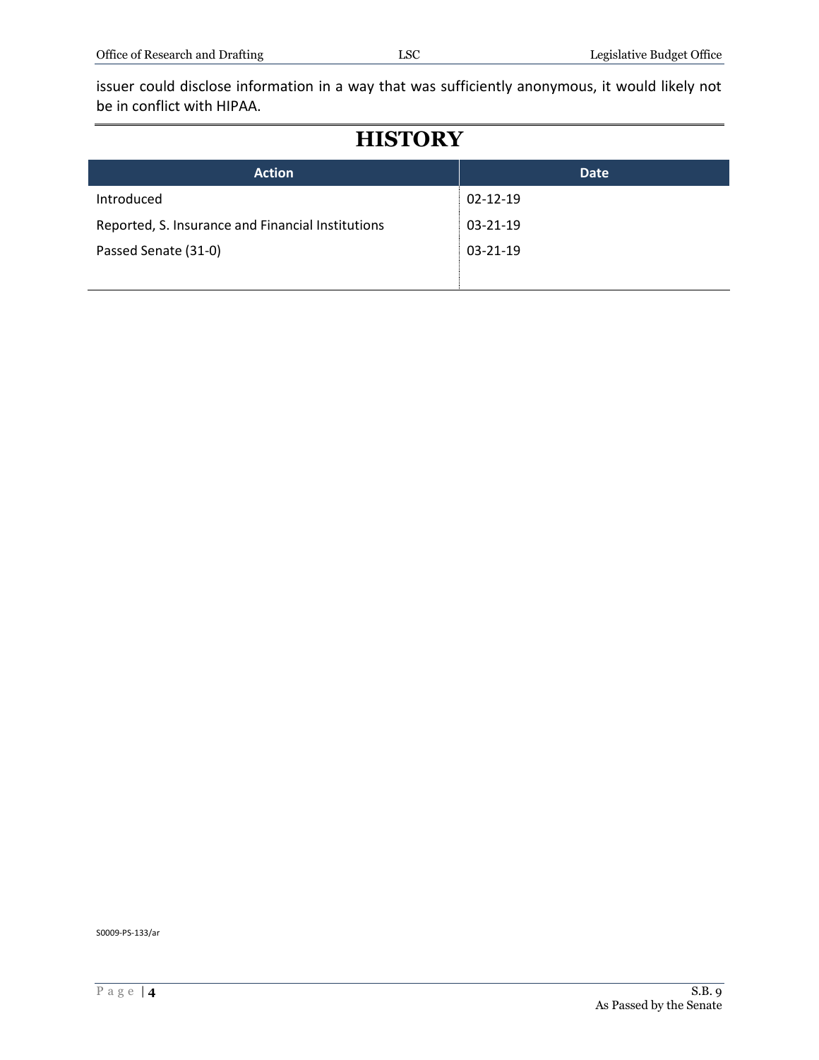issuer could disclose information in a way that was sufficiently anonymous, it would likely not be in conflict with HIPAA.

# HISTORY

| Action | Date |
|---|---|
| Introduced | 02-12-19 |
| Reported, S. Insurance and Financial Institutions | 03-21-19 |
| Passed Senate (31-0) | 03-21-19 |

S0009-PS-133/ar